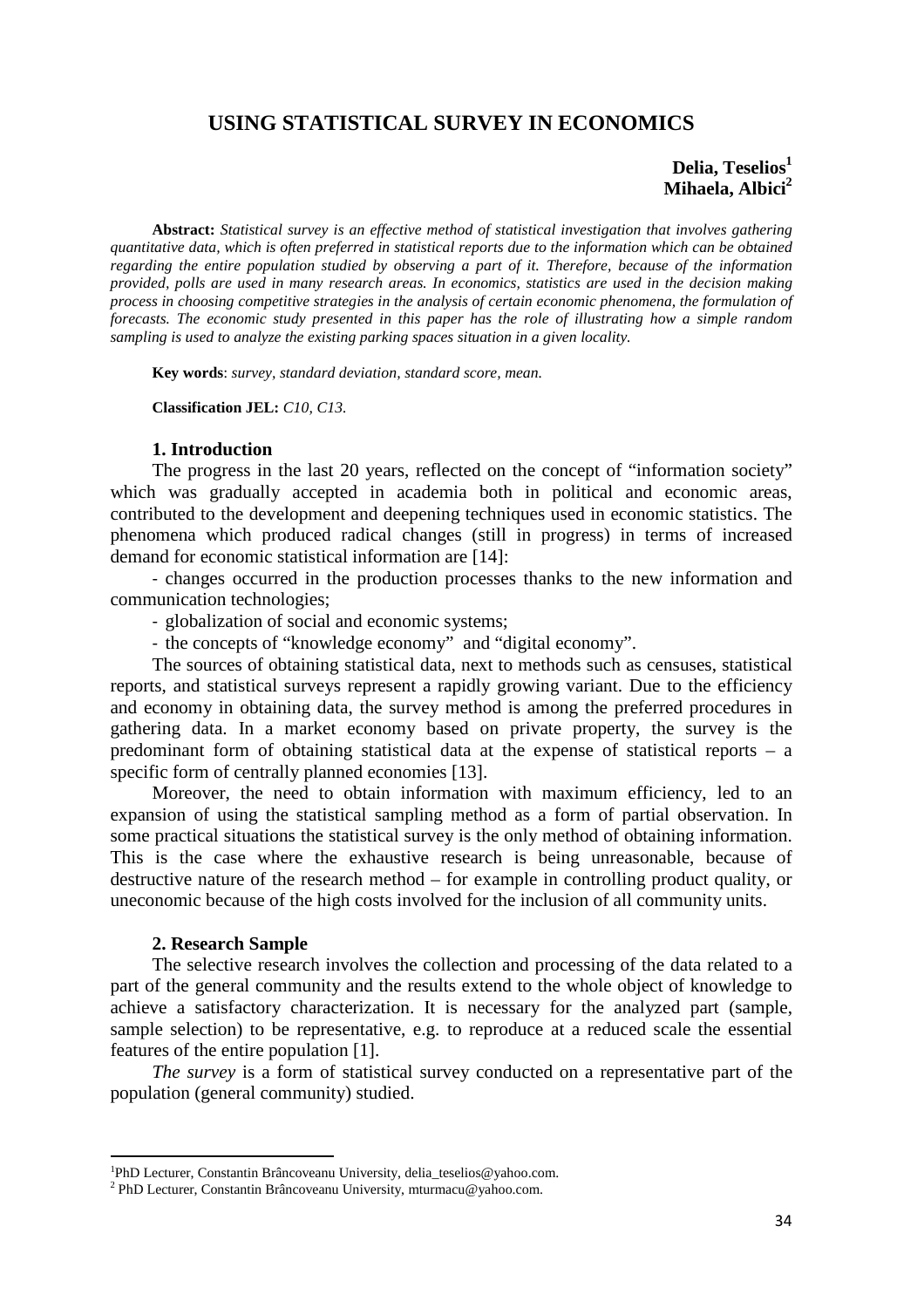# USING STATISTICAL SURVEY IN ECONOMICS

**Delia, Teselios**[1]
**Mihaela, Albici**[2]

**Abstract:** *Statistical survey is an effective method of statistical investigation that involves gathering quantitative data, which is often preferred in statistical reports due to the information which can be obtained regarding the entire population studied by observing a part of it. Therefore, because of the information provided, polls are used in many research areas. In economics, statistics are used in the decision making process in choosing competitive strategies in the analysis of certain economic phenomena, the formulation of forecasts. The economic study presented in this paper has the role of illustrating how a simple random sampling is used to analyze the existing parking spaces situation in a given locality.*

**Key words**: *survey, standard deviation, standard score, mean.*

**Classification JEL:** *C10, C13.*

## 1. Introduction

The progress in the last 20 years, reflected on the concept of "information society" which was gradually accepted in academia both in political and economic areas, contributed to the development and deepening techniques used in economic statistics. The phenomena which produced radical changes (still in progress) in terms of increased demand for economic statistical information are [14]:

- changes occurred in the production processes thanks to the new information and communication technologies;
- globalization of social and economic systems;
- the concepts of "knowledge economy" and "digital economy".

The sources of obtaining statistical data, next to methods such as censuses, statistical reports, and statistical surveys represent a rapidly growing variant. Due to the efficiency and economy in obtaining data, the survey method is among the preferred procedures in gathering data. In a market economy based on private property, the survey is the predominant form of obtaining statistical data at the expense of statistical reports – a specific form of centrally planned economies [13].

Moreover, the need to obtain information with maximum efficiency, led to an expansion of using the statistical sampling method as a form of partial observation. In some practical situations the statistical survey is the only method of obtaining information. This is the case where the exhaustive research is being unreasonable, because of destructive nature of the research method – for example in controlling product quality, or uneconomic because of the high costs involved for the inclusion of all community units.

## 2. Research Sample

The selective research involves the collection and processing of the data related to a part of the general community and the results extend to the whole object of knowledge to achieve a satisfactory characterization. It is necessary for the analyzed part (sample, sample selection) to be representative, e.g. to reproduce at a reduced scale the essential features of the entire population [1].

*The survey* is a form of statistical survey conducted on a representative part of the population (general community) studied.

---

[1] PhD Lecturer, Constantin Brâncoveanu University, delia_teselios@yahoo.com.

[2] PhD Lecturer, Constantin Brâncoveanu University, mturmacu@yahoo.com.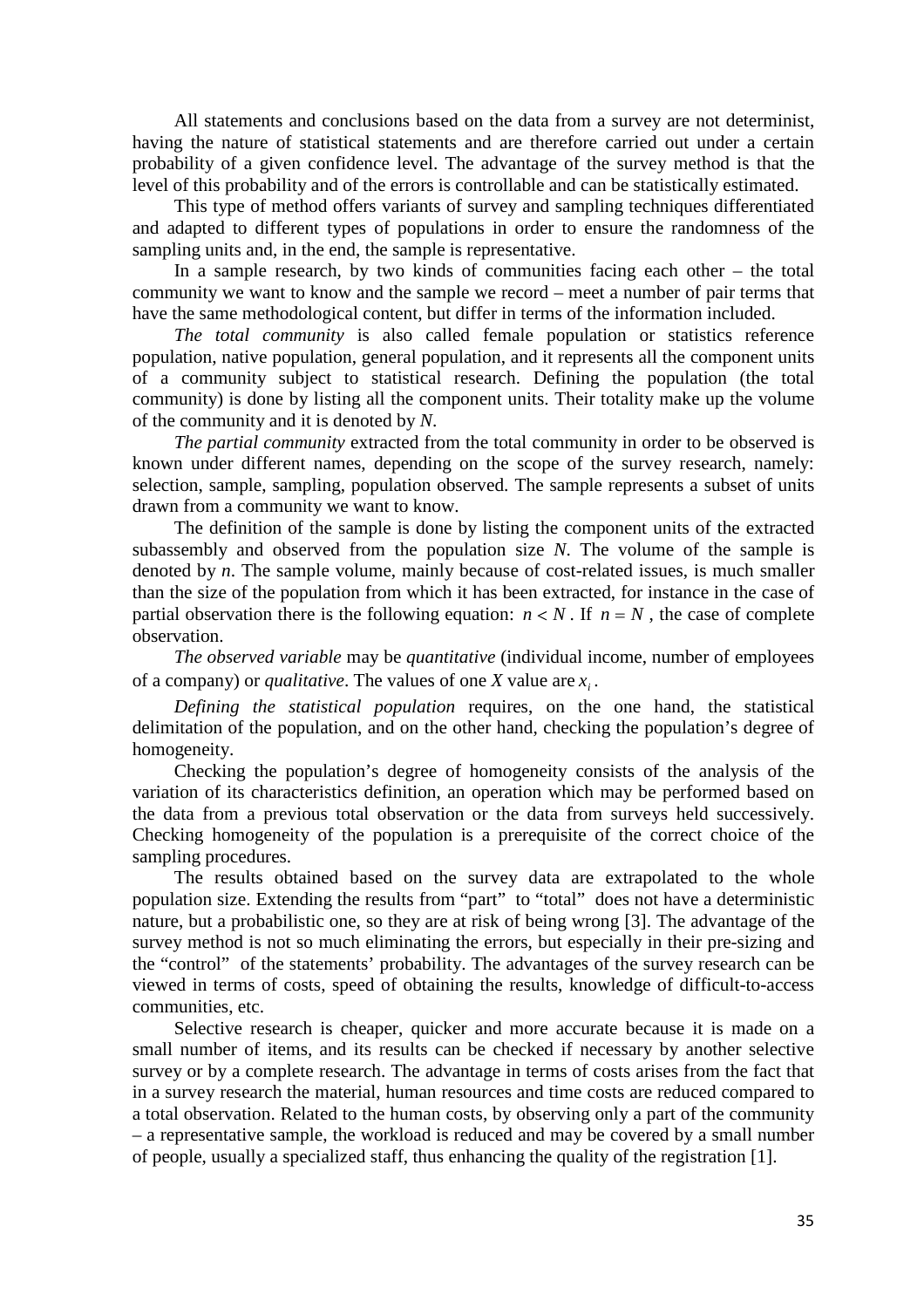All statements and conclusions based on the data from a survey are not determinist, having the nature of statistical statements and are therefore carried out under a certain probability of a given confidence level. The advantage of the survey method is that the level of this probability and of the errors is controllable and can be statistically estimated.

This type of method offers variants of survey and sampling techniques differentiated and adapted to different types of populations in order to ensure the randomness of the sampling units and, in the end, the sample is representative.

In a sample research, by two kinds of communities facing each other – the total community we want to know and the sample we record – meet a number of pair terms that have the same methodological content, but differ in terms of the information included.

*The total community* is also called female population or statistics reference population, native population, general population, and it represents all the component units of a community subject to statistical research. Defining the population (the total community) is done by listing all the component units. Their totality make up the volume of the community and it is denoted by *N*.

*The partial community* extracted from the total community in order to be observed is known under different names, depending on the scope of the survey research, namely: selection, sample, sampling, population observed. The sample represents a subset of units drawn from a community we want to know.

The definition of the sample is done by listing the component units of the extracted subassembly and observed from the population size *N*. The volume of the sample is denoted by *n*. The sample volume, mainly because of cost-related issues, is much smaller than the size of the population from which it has been extracted, for instance in the case of partial observation there is the following equation: $n < N$ . If $n = N$ , the case of complete observation.

*The observed variable* may be *quantitative* (individual income, number of employees of a company) or *qualitative*. The values of one *X* value are $x_i$ .

*Defining the statistical population* requires, on the one hand, the statistical delimitation of the population, and on the other hand, checking the population's degree of homogeneity.

Checking the population's degree of homogeneity consists of the analysis of the variation of its characteristics definition, an operation which may be performed based on the data from a previous total observation or the data from surveys held successively. Checking homogeneity of the population is a prerequisite of the correct choice of the sampling procedures.

The results obtained based on the survey data are extrapolated to the whole population size. Extending the results from "part" to "total" does not have a deterministic nature, but a probabilistic one, so they are at risk of being wrong [3]. The advantage of the survey method is not so much eliminating the errors, but especially in their pre-sizing and the "control" of the statements' probability. The advantages of the survey research can be viewed in terms of costs, speed of obtaining the results, knowledge of difficult-to-access communities, etc.

Selective research is cheaper, quicker and more accurate because it is made on a small number of items, and its results can be checked if necessary by another selective survey or by a complete research. The advantage in terms of costs arises from the fact that in a survey research the material, human resources and time costs are reduced compared to a total observation. Related to the human costs, by observing only a part of the community – a representative sample, the workload is reduced and may be covered by a small number of people, usually a specialized staff, thus enhancing the quality of the registration [1].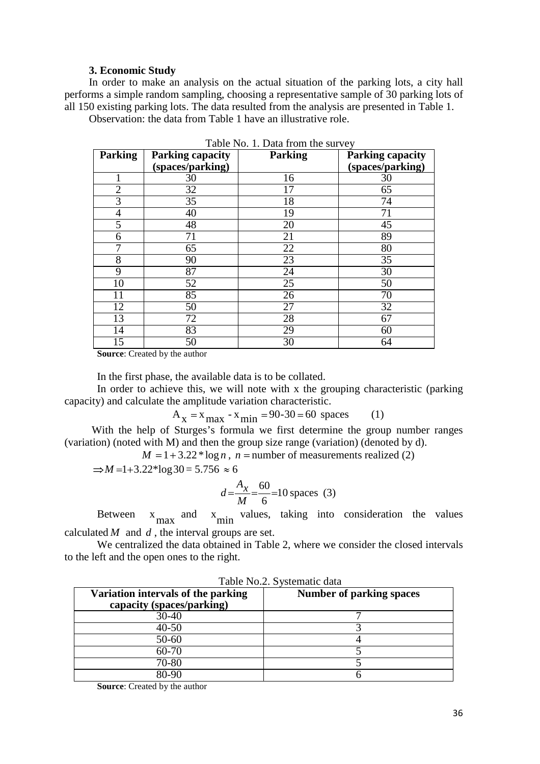### 3. Economic Study

In order to make an analysis on the actual situation of the parking lots, a city hall performs a simple random sampling, choosing a representative sample of 30 parking lots of all 150 existing parking lots. The data resulted from the analysis are presented in Table 1.

Observation: the data from Table 1 have an illustrative role.

Table No. 1. Data from the survey

| Parking | Parking capacity (spaces/parking) | Parking | Parking capacity (spaces/parking) |
|---|---|---|---|
| 1 | 30 | 16 | 30 |
| 2 | 32 | 17 | 65 |
| 3 | 35 | 18 | 74 |
| 4 | 40 | 19 | 71 |
| 5 | 48 | 20 | 45 |
| 6 | 71 | 21 | 89 |
| 7 | 65 | 22 | 80 |
| 8 | 90 | 23 | 35 |
| 9 | 87 | 24 | 30 |
| 10 | 52 | 25 | 50 |
| 11 | 85 | 26 | 70 |
| 12 | 50 | 27 | 32 |
| 13 | 72 | 28 | 67 |
| 14 | 83 | 29 | 60 |
| 15 | 50 | 30 | 64 |

**Source**: Created by the author

In the first phase, the available data is to be collated.

In order to achieve this, we will note with x the grouping characteristic (parking capacity) and calculate the amplitude variation characteristic.

$$A_x = x_{max} - x_{min} = 90\text{-}30 = 60 \text{ spaces} \qquad (1)$$

With the help of Sturges's formula we first determine the group number ranges (variation) (noted with M) and then the group size range (variation) (denoted by d).

$$M = 1 + 3.22 * \log n, \; n = \text{number of measurements realized} \; (2)$$

$$\Rightarrow M = 1 + 3.22 * \log 30 = 5.756 \approx 6$$

$$d = \frac{A_x}{M} = \frac{60}{6} = 10 \text{ spaces} \quad (3)$$

Between $x_{max}$ and $x_{min}$ values, taking into consideration the values calculated $M$ and $d$, the interval groups are set.

We centralized the data obtained in Table 2, where we consider the closed intervals to the left and the open ones to the right.

Table No.2. Systematic data

| Variation intervals of the parking capacity (spaces/parking) | Number of parking spaces |
|---|---|
| 30-40 | 7 |
| 40-50 | 3 |
| 50-60 | 4 |
| 60-70 | 5 |
| 70-80 | 5 |
| 80-90 | 6 |

**Source**: Created by the author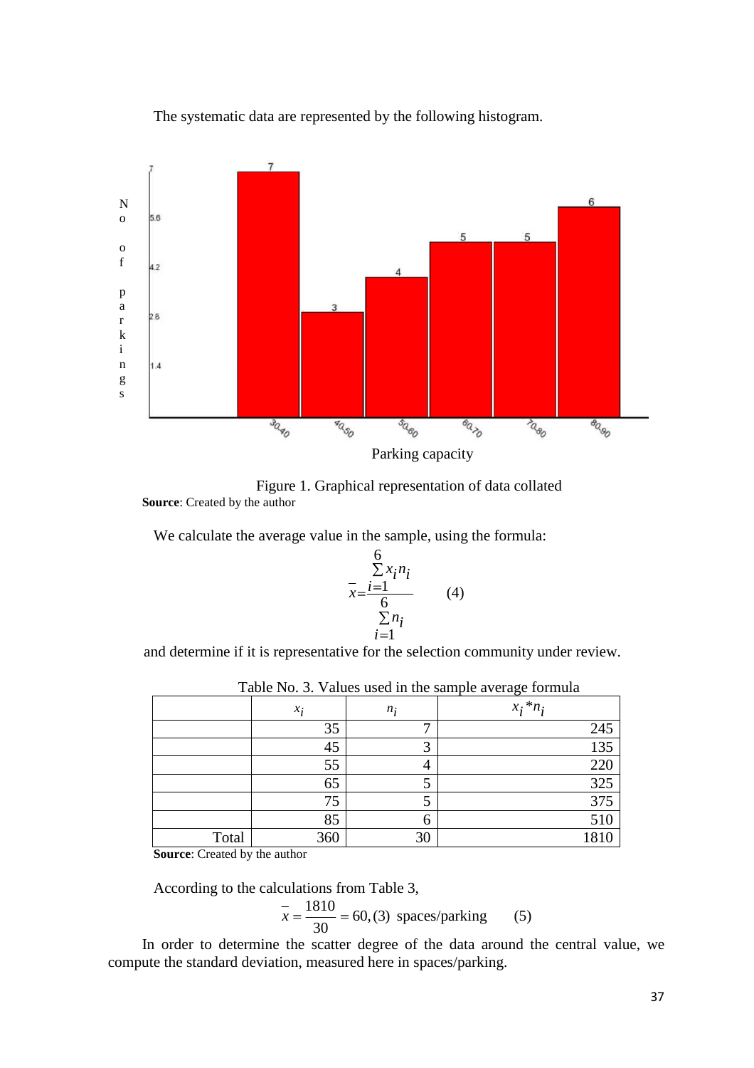The systematic data are represented by the following histogram.

Figure 1. Graphical representation of data collated

**Source**: Created by the author

We calculate the average value in the sample, using the formula:

$$\bar{x} = \frac{\sum_{i=1}^{6} x_i n_i}{\sum_{i=1}^{6} n_i} \qquad (4)$$

and determine if it is representative for the selection community under review.

Table No. 3. Values used in the sample average formula

| | $x_i$ | $n_i$ | $x_i * n_i$ |
|---|---|---|---|
| | 35 | 7 | 245 |
| | 45 | 3 | 135 |
| | 55 | 4 | 220 |
| | 65 | 5 | 325 |
| | 75 | 5 | 375 |
| | 85 | 6 | 510 |
| Total | 360 | 30 | 1810 |

**Source**: Created by the author

According to the calculations from Table 3,

$$\bar{x} = \frac{1810}{30} = 60,(3) \text{ spaces/parking} \qquad (5)$$

In order to determine the scatter degree of the data around the central value, we compute the standard deviation, measured here in spaces/parking.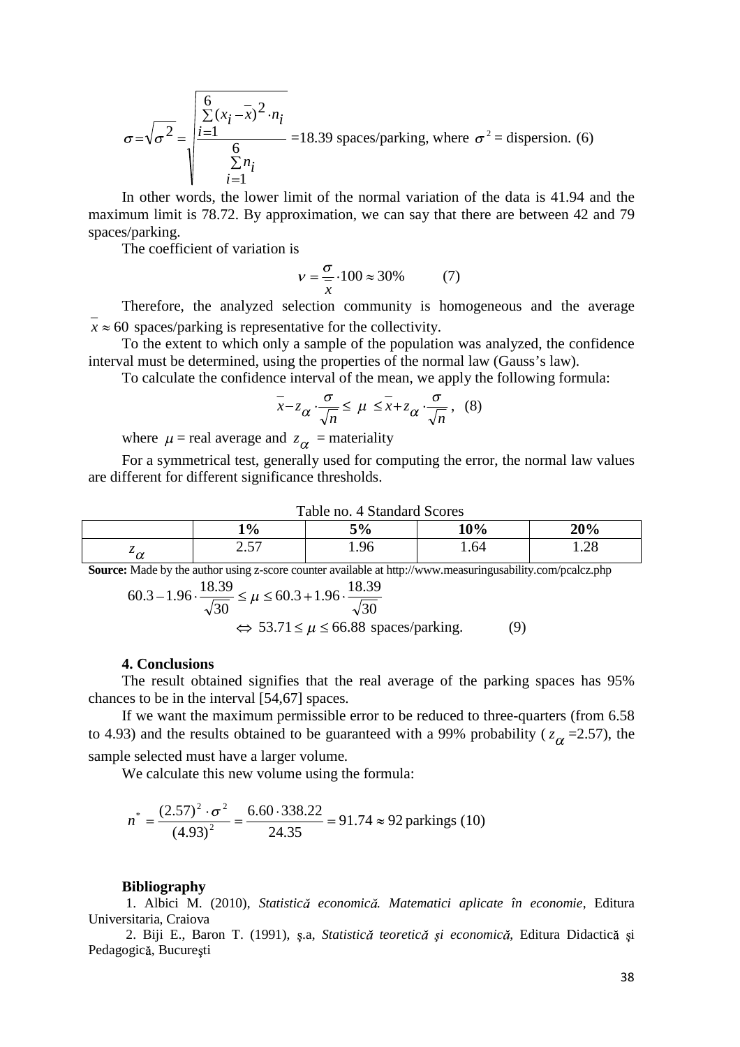$$\sigma = \sqrt{\sigma^2} = \sqrt{\frac{\sum_{i=1}^{6}(x_i - \bar{x})^2 \cdot n_i}{\sum_{i=1}^{6} n_i}} = 18.39 \text{ spaces/parking, where } \sigma^2 = \text{dispersion. (6)}$$

In other words, the lower limit of the normal variation of the data is 41.94 and the maximum limit is 78.72. By approximation, we can say that there are between 42 and 79 spaces/parking.

The coefficient of variation is

$$v = \frac{\sigma}{\bar{x}} \cdot 100 \approx 30\% \qquad (7)$$

Therefore, the analyzed selection community is homogeneous and the average $\bar{x} \approx 60$ spaces/parking is representative for the collectivity.

To the extent to which only a sample of the population was analyzed, the confidence interval must be determined, using the properties of the normal law (Gauss's law).

To calculate the confidence interval of the mean, we apply the following formula:

$$\bar{x} - z_{\alpha} \cdot \frac{\sigma}{\sqrt{n}} \leq \mu \leq \bar{x} + z_{\alpha} \cdot \frac{\sigma}{\sqrt{n}}, \quad (8)$$

where $\mu$ = real average and $z_{\alpha}$ = materiality

For a symmetrical test, generally used for computing the error, the normal law values are different for different significance thresholds.

Table no. 4 Standard Scores

| | **1%** | **5%** | **10%** | **20%** |
|---|---|---|---|---|
| $z_{\alpha}$ | 2.57 | 1.96 | 1.64 | 1.28 |

**Source:** Made by the author using z-score counter available at http://www.measuringusability.com/pcalcz.php

$$60.3 - 1.96 \cdot \frac{18.39}{\sqrt{30}} \leq \mu \leq 60.3 + 1.96 \cdot \frac{18.39}{\sqrt{30}}$$

$$\Leftrightarrow 53.71 \leq \mu \leq 66.88 \text{ spaces/parking.} \qquad (9)$$

### 4. Conclusions

The result obtained signifies that the real average of the parking spaces has 95% chances to be in the interval [54,67] spaces.

If we want the maximum permissible error to be reduced to three-quarters (from 6.58 to 4.93) and the results obtained to be guaranteed with a 99% probability ($z_{\alpha}$ =2.57), the sample selected must have a larger volume.

We calculate this new volume using the formula:

$$n^* = \frac{(2.57)^2 \cdot \sigma^2}{(4.93)^2} = \frac{6.60 \cdot 338.22}{24.35} = 91.74 \approx 92 \text{ parkings (10)}$$

### Bibliography

1. Albici M. (2010), *Statistică economică. Matematici aplicate în economie*, Editura Universitaria, Craiova
2. Biji E., Baron T. (1991), ş.a, *Statistică teoretică şi economică*, Editura Didactică şi Pedagogică, Bucureşti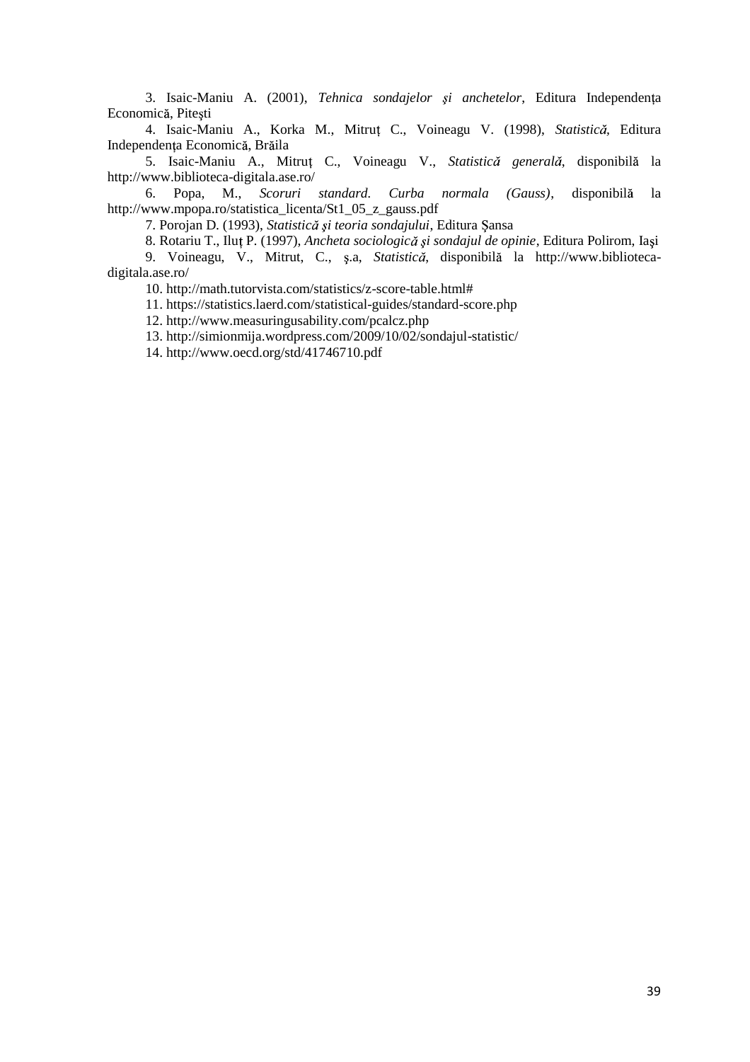3. Isaic-Maniu A. (2001), *Tehnica sondajelor şi anchetelor*, Editura Independenţa Economică, Piteşti

4. Isaic-Maniu A., Korka M., Mitruţ C., Voineagu V. (1998), *Statistică*, Editura Independenţa Economică, Brăila

5. Isaic-Maniu A., Mitruţ C., Voineagu V., *Statistică generală*, disponibilă la http://www.biblioteca-digitala.ase.ro/

6. Popa, M., *Scoruri standard. Curba normala (Gauss)*, disponibilă la http://www.mpopa.ro/statistica_licenta/St1_05_z_gauss.pdf

7. Porojan D. (1993), *Statistică şi teoria sondajului*, Editura Şansa

8. Rotariu T., Iluţ P. (1997), *Ancheta sociologică şi sondajul de opinie*, Editura Polirom, Iaşi

9. Voineagu, V., Mitrut, C., ş.a, *Statistică*, disponibilă la http://www.biblioteca-digitala.ase.ro/

10. http://math.tutorvista.com/statistics/z-score-table.html#

11. https://statistics.laerd.com/statistical-guides/standard-score.php

12. http://www.measuringusability.com/pcalcz.php

13. http://simionmija.wordpress.com/2009/10/02/sondajul-statistic/

14. http://www.oecd.org/std/41746710.pdf